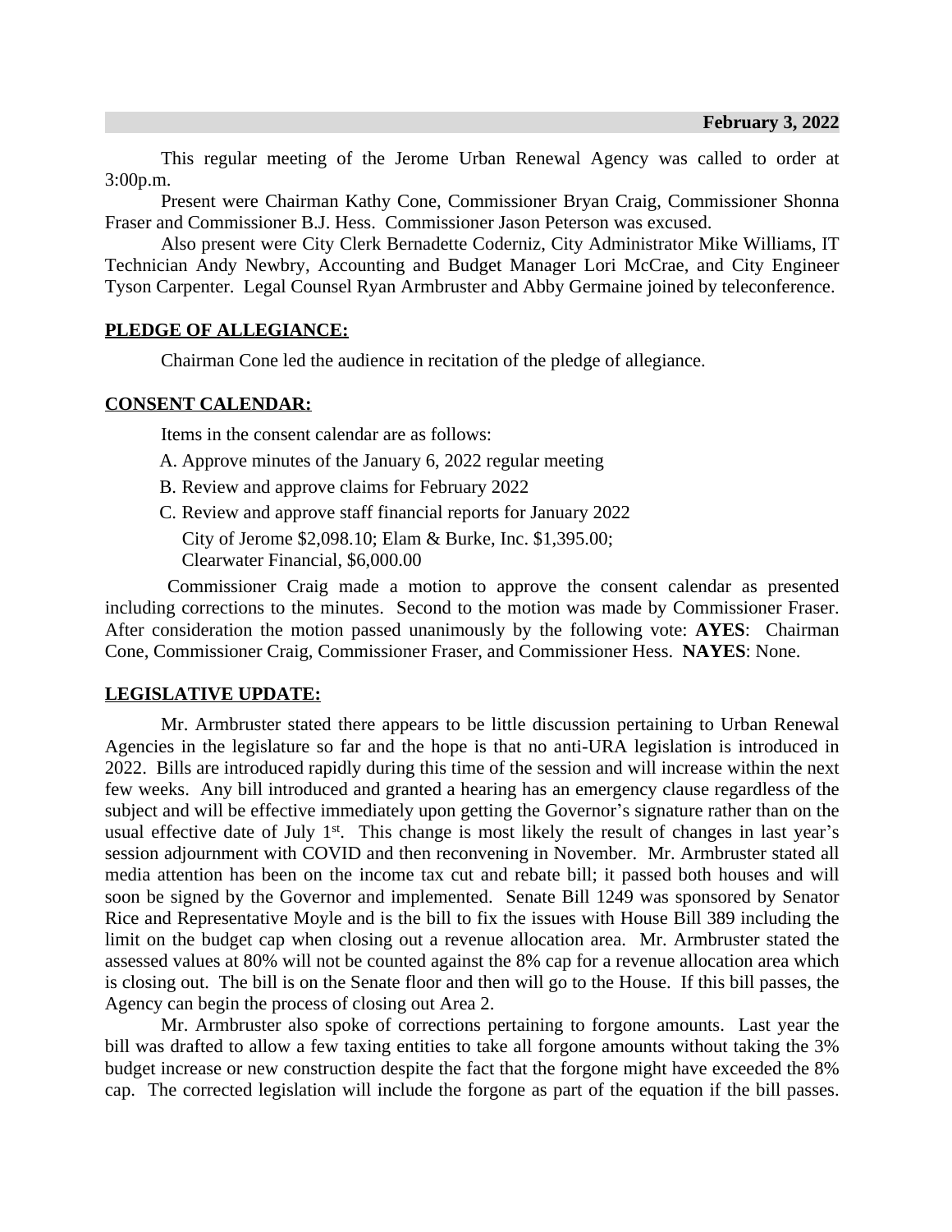**February 3, 2022**

This regular meeting of the Jerome Urban Renewal Agency was called to order at 3:00p.m.

Present were Chairman Kathy Cone, Commissioner Bryan Craig, Commissioner Shonna Fraser and Commissioner B.J. Hess. Commissioner Jason Peterson was excused.

Also present were City Clerk Bernadette Coderniz, City Administrator Mike Williams, IT Technician Andy Newbry, Accounting and Budget Manager Lori McCrae, and City Engineer Tyson Carpenter. Legal Counsel Ryan Armbruster and Abby Germaine joined by teleconference.

## PLEDGE OF ALLEGIANCE:

Chairman Cone led the audience in recitation of the pledge of allegiance.

## CONSENT CALENDAR:

Items in the consent calendar are as follows:

A. Approve minutes of the January 6, 2022 regular meeting
B. Review and approve claims for February 2022
C. Review and approve staff financial reports for January 2022
   City of Jerome $2,098.10; Elam & Burke, Inc. $1,395.00;
   Clearwater Financial, $6,000.00

Commissioner Craig made a motion to approve the consent calendar as presented including corrections to the minutes. Second to the motion was made by Commissioner Fraser. After consideration the motion passed unanimously by the following vote: **AYES**: Chairman Cone, Commissioner Craig, Commissioner Fraser, and Commissioner Hess. **NAYES**: None.

## LEGISLATIVE UPDATE:

Mr. Armbruster stated there appears to be little discussion pertaining to Urban Renewal Agencies in the legislature so far and the hope is that no anti-URA legislation is introduced in 2022. Bills are introduced rapidly during this time of the session and will increase within the next few weeks. Any bill introduced and granted a hearing has an emergency clause regardless of the subject and will be effective immediately upon getting the Governor's signature rather than on the usual effective date of July 1st. This change is most likely the result of changes in last year's session adjournment with COVID and then reconvening in November. Mr. Armbruster stated all media attention has been on the income tax cut and rebate bill; it passed both houses and will soon be signed by the Governor and implemented. Senate Bill 1249 was sponsored by Senator Rice and Representative Moyle and is the bill to fix the issues with House Bill 389 including the limit on the budget cap when closing out a revenue allocation area. Mr. Armbruster stated the assessed values at 80% will not be counted against the 8% cap for a revenue allocation area which is closing out. The bill is on the Senate floor and then will go to the House. If this bill passes, the Agency can begin the process of closing out Area 2.

Mr. Armbruster also spoke of corrections pertaining to forgone amounts. Last year the bill was drafted to allow a few taxing entities to take all forgone amounts without taking the 3% budget increase or new construction despite the fact that the forgone might have exceeded the 8% cap. The corrected legislation will include the forgone as part of the equation if the bill passes.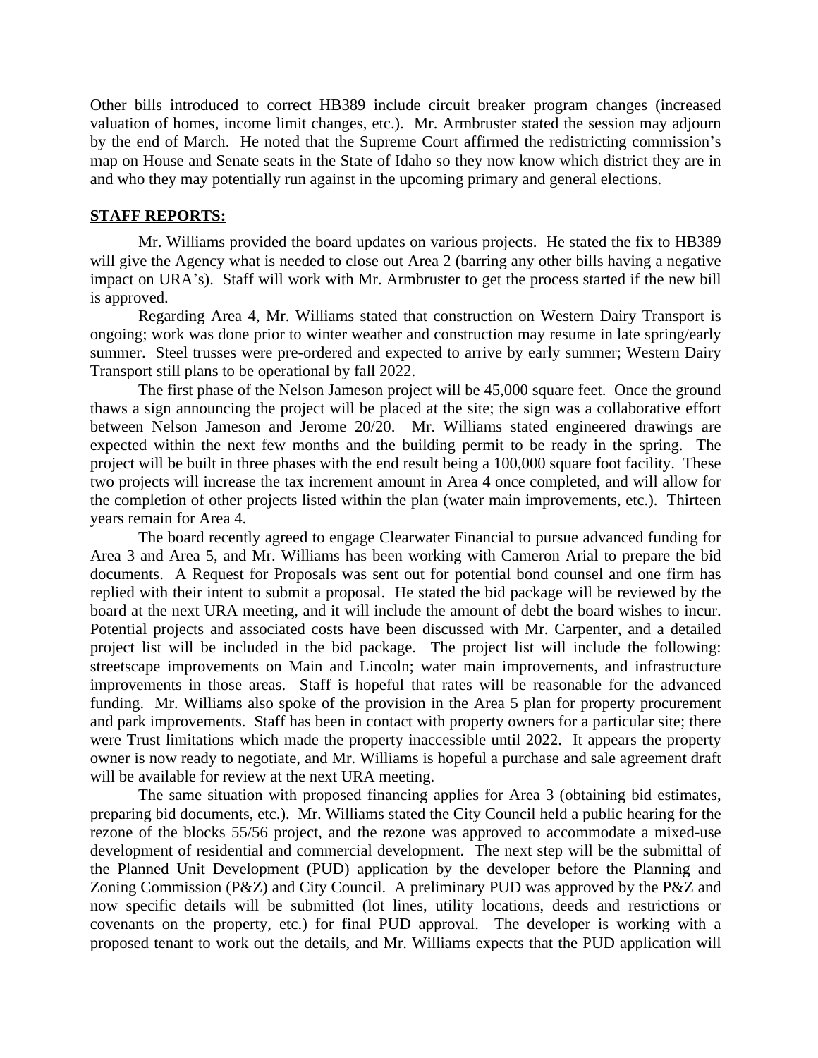Other bills introduced to correct HB389 include circuit breaker program changes (increased valuation of homes, income limit changes, etc.). Mr. Armbruster stated the session may adjourn by the end of March. He noted that the Supreme Court affirmed the redistricting commission's map on House and Senate seats in the State of Idaho so they now know which district they are in and who they may potentially run against in the upcoming primary and general elections.

**STAFF REPORTS:**

Mr. Williams provided the board updates on various projects. He stated the fix to HB389 will give the Agency what is needed to close out Area 2 (barring any other bills having a negative impact on URA's). Staff will work with Mr. Armbruster to get the process started if the new bill is approved.

Regarding Area 4, Mr. Williams stated that construction on Western Dairy Transport is ongoing; work was done prior to winter weather and construction may resume in late spring/early summer. Steel trusses were pre-ordered and expected to arrive by early summer; Western Dairy Transport still plans to be operational by fall 2022.

The first phase of the Nelson Jameson project will be 45,000 square feet. Once the ground thaws a sign announcing the project will be placed at the site; the sign was a collaborative effort between Nelson Jameson and Jerome 20/20. Mr. Williams stated engineered drawings are expected within the next few months and the building permit to be ready in the spring. The project will be built in three phases with the end result being a 100,000 square foot facility. These two projects will increase the tax increment amount in Area 4 once completed, and will allow for the completion of other projects listed within the plan (water main improvements, etc.). Thirteen years remain for Area 4.

The board recently agreed to engage Clearwater Financial to pursue advanced funding for Area 3 and Area 5, and Mr. Williams has been working with Cameron Arial to prepare the bid documents. A Request for Proposals was sent out for potential bond counsel and one firm has replied with their intent to submit a proposal. He stated the bid package will be reviewed by the board at the next URA meeting, and it will include the amount of debt the board wishes to incur. Potential projects and associated costs have been discussed with Mr. Carpenter, and a detailed project list will be included in the bid package. The project list will include the following: streetscape improvements on Main and Lincoln; water main improvements, and infrastructure improvements in those areas. Staff is hopeful that rates will be reasonable for the advanced funding. Mr. Williams also spoke of the provision in the Area 5 plan for property procurement and park improvements. Staff has been in contact with property owners for a particular site; there were Trust limitations which made the property inaccessible until 2022. It appears the property owner is now ready to negotiate, and Mr. Williams is hopeful a purchase and sale agreement draft will be available for review at the next URA meeting.

The same situation with proposed financing applies for Area 3 (obtaining bid estimates, preparing bid documents, etc.). Mr. Williams stated the City Council held a public hearing for the rezone of the blocks 55/56 project, and the rezone was approved to accommodate a mixed-use development of residential and commercial development. The next step will be the submittal of the Planned Unit Development (PUD) application by the developer before the Planning and Zoning Commission (P&Z) and City Council. A preliminary PUD was approved by the P&Z and now specific details will be submitted (lot lines, utility locations, deeds and restrictions or covenants on the property, etc.) for final PUD approval. The developer is working with a proposed tenant to work out the details, and Mr. Williams expects that the PUD application will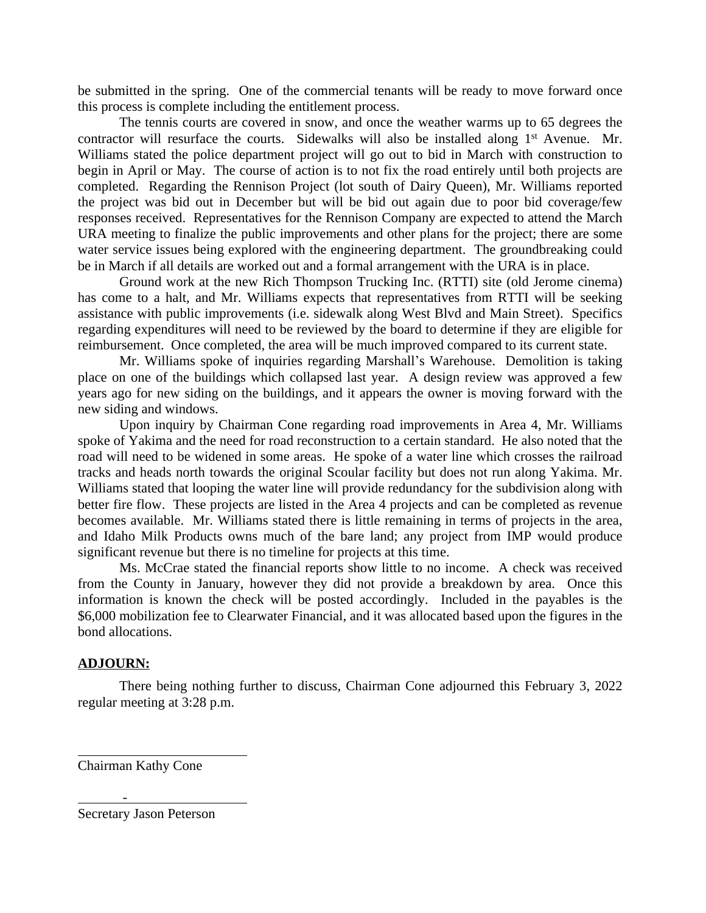be submitted in the spring. One of the commercial tenants will be ready to move forward once this process is complete including the entitlement process.

The tennis courts are covered in snow, and once the weather warms up to 65 degrees the contractor will resurface the courts. Sidewalks will also be installed along 1st Avenue. Mr. Williams stated the police department project will go out to bid in March with construction to begin in April or May. The course of action is to not fix the road entirely until both projects are completed. Regarding the Rennison Project (lot south of Dairy Queen), Mr. Williams reported the project was bid out in December but will be bid out again due to poor bid coverage/few responses received. Representatives for the Rennison Company are expected to attend the March URA meeting to finalize the public improvements and other plans for the project; there are some water service issues being explored with the engineering department. The groundbreaking could be in March if all details are worked out and a formal arrangement with the URA is in place.

Ground work at the new Rich Thompson Trucking Inc. (RTTI) site (old Jerome cinema) has come to a halt, and Mr. Williams expects that representatives from RTTI will be seeking assistance with public improvements (i.e. sidewalk along West Blvd and Main Street). Specifics regarding expenditures will need to be reviewed by the board to determine if they are eligible for reimbursement. Once completed, the area will be much improved compared to its current state.

Mr. Williams spoke of inquiries regarding Marshall's Warehouse. Demolition is taking place on one of the buildings which collapsed last year. A design review was approved a few years ago for new siding on the buildings, and it appears the owner is moving forward with the new siding and windows.

Upon inquiry by Chairman Cone regarding road improvements in Area 4, Mr. Williams spoke of Yakima and the need for road reconstruction to a certain standard. He also noted that the road will need to be widened in some areas. He spoke of a water line which crosses the railroad tracks and heads north towards the original Scoular facility but does not run along Yakima. Mr. Williams stated that looping the water line will provide redundancy for the subdivision along with better fire flow. These projects are listed in the Area 4 projects and can be completed as revenue becomes available. Mr. Williams stated there is little remaining in terms of projects in the area, and Idaho Milk Products owns much of the bare land; any project from IMP would produce significant revenue but there is no timeline for projects at this time.

Ms. McCrae stated the financial reports show little to no income. A check was received from the County in January, however they did not provide a breakdown by area. Once this information is known the check will be posted accordingly. Included in the payables is the $6,000 mobilization fee to Clearwater Financial, and it was allocated based upon the figures in the bond allocations.

**ADJOURN:**

There being nothing further to discuss, Chairman Cone adjourned this February 3, 2022 regular meeting at 3:28 p.m.

\_\_\_\_\_\_\_\_\_\_\_\_\_\_\_\_\_\_\_\_\_\_\_\_\_\_\_\_
Chairman Kathy Cone

\_\_\_\_\_\_\_\_\_\_\_\_\_\_\_\_\_\_\_\_\_\_\_\_\_\_\_\_
Secretary Jason Peterson